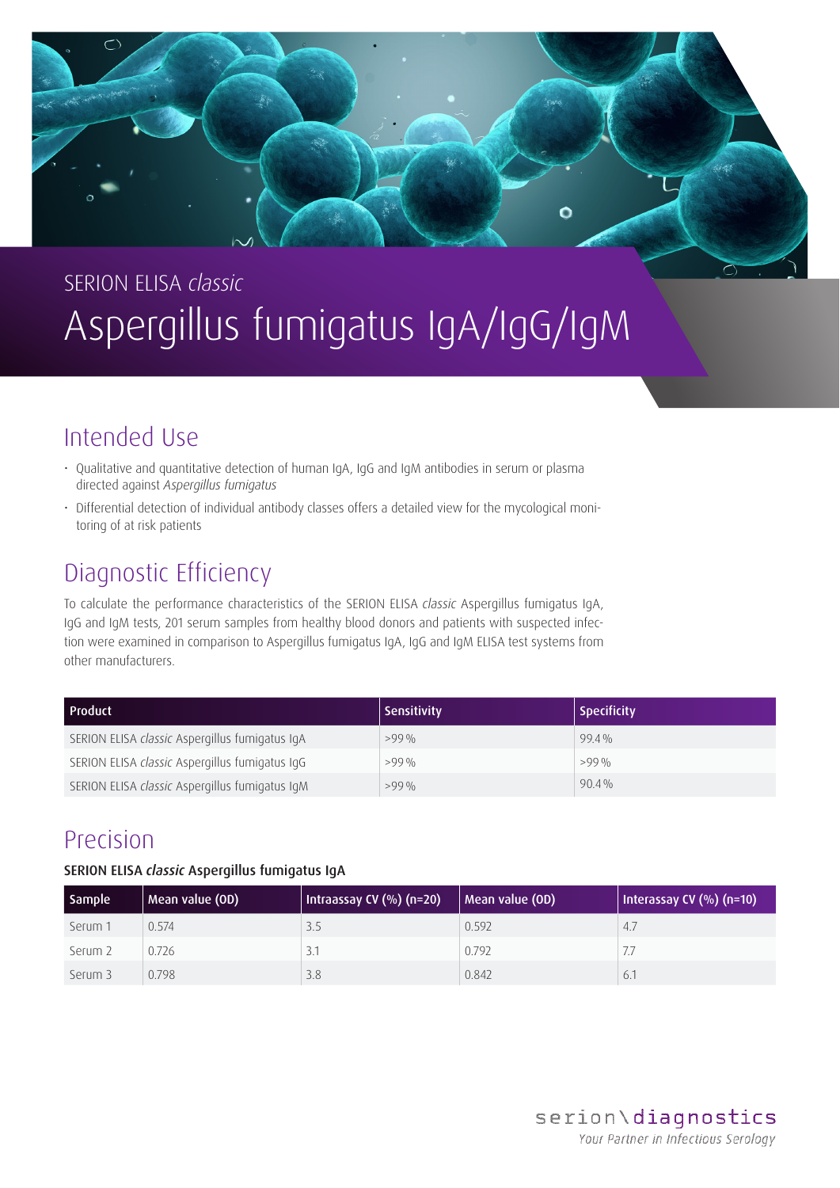SERION ELISA *classic*

# Aspergillus fumigatus IgA/IgG/IgM

## Intended Use

- Qualitative and quantitative detection of human IgA, IgG and IgM antibodies in serum or plasma directed against *Aspergillus fumigatus*
- Differential detection of individual antibody classes offers a detailed view for the mycological monitoring of at risk patients

## Diagnostic Efficiency

To calculate the performance characteristics of the SERION ELISA *classic* Aspergillus fumigatus IgA, IgG and IgM tests, 201 serum samples from healthy blood donors and patients with suspected infection were examined in comparison to Aspergillus fumigatus IgA, IgG and IgM ELISA test systems from other manufacturers.

| Product | Sensitivity | Specificity |
|---|---|---|
| SERION ELISA *classic* Aspergillus fumigatus IgA | >99 % | 99.4 % |
| SERION ELISA *classic* Aspergillus fumigatus IgG | >99 % | >99 % |
| SERION ELISA *classic* Aspergillus fumigatus IgM | >99 % | 90.4 % |

## Precision

**SERION ELISA *classic* Aspergillus fumigatus IgA**

| Sample | Mean value (OD) | Intraassay CV (%) (n=20) | Mean value (OD) | Interassay CV (%) (n=10) |
|---|---|---|---|---|
| Serum 1 | 0.574 | 3.5 | 0.592 | 4.7 |
| Serum 2 | 0.726 | 3.1 | 0.792 | 7.7 |
| Serum 3 | 0.798 | 3.8 | 0.842 | 6.1 |

serion\diagnostics

*Your Partner in Infectious Serology*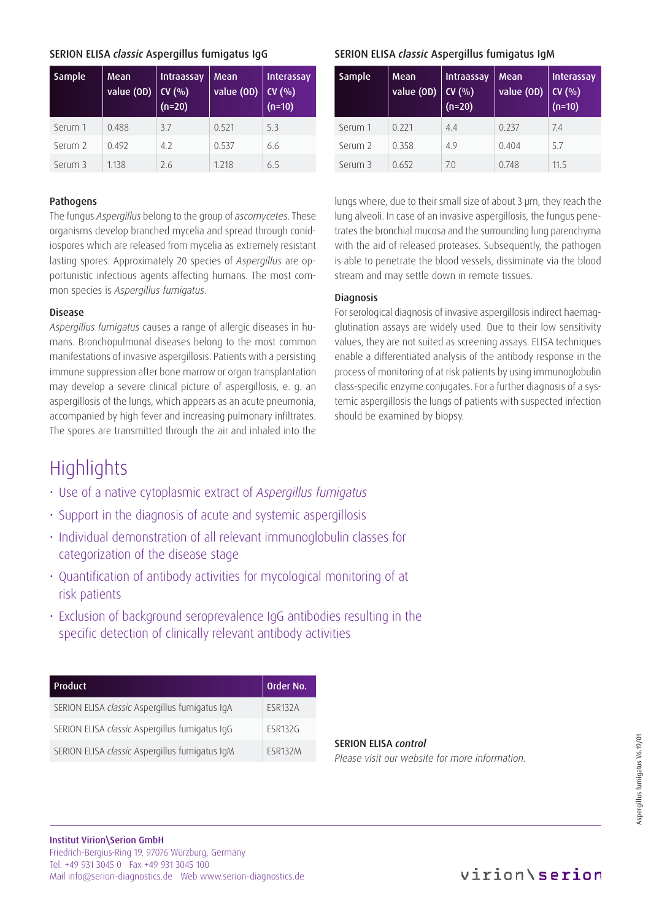#### SERION ELISA *classic* Aspergillus fumigatus IgG

| Sample | Mean value (OD) | Intraassay CV (%) (n=20) | Mean value (OD) | Interassay CV (%) (n=10) |
|---|---|---|---|---|
| Serum 1 | 0.488 | 3.7 | 0.521 | 5.3 |
| Serum 2 | 0.492 | 4.2 | 0.537 | 6.6 |
| Serum 3 | 1.138 | 2.6 | 1.218 | 6.5 |

#### SERION ELISA *classic* Aspergillus fumigatus IgM

| Sample | Mean value (OD) | Intraassay CV (%) (n=20) | Mean value (OD) | Interassay CV (%) (n=10) |
|---|---|---|---|---|
| Serum 1 | 0.221 | 4.4 | 0.237 | 7.4 |
| Serum 2 | 0.358 | 4.9 | 0.404 | 5.7 |
| Serum 3 | 0.652 | 7.0 | 0.748 | 11.5 |

#### Pathogens

The fungus *Aspergillus* belong to the group of *ascomycetes*. These organisms develop branched mycelia and spread through conidiospores which are released from mycelia as extremely resistant lasting spores. Approximately 20 species of *Aspergillus* are opportunistic infectious agents affecting humans. The most common species is *Aspergillus fumigatus*.

#### Disease

*Aspergillus fumigatus* causes a range of allergic diseases in humans. Bronchopulmonal diseases belong to the most common manifestations of invasive aspergillosis. Patients with a persisting immune suppression after bone marrow or organ transplantation may develop a severe clinical picture of aspergillosis, e. g. an aspergillosis of the lungs, which appears as an acute pneumonia, accompanied by high fever and increasing pulmonary infiltrates. The spores are transmitted through the air and inhaled into the lungs where, due to their small size of about 3 µm, they reach the lung alveoli. In case of an invasive aspergillosis, the fungus penetrates the bronchial mucosa and the surrounding lung parenchyma with the aid of released proteases. Subsequently, the pathogen is able to penetrate the blood vessels, disseminate via the blood stream and may settle down in remote tissues.

#### Diagnosis

For serological diagnosis of invasive aspergillosis indirect haemagglutination assays are widely used. Due to their low sensitivity values, they are not suited as screening assays. ELISA techniques enable a differentiated analysis of the antibody response in the process of monitoring of at risk patients by using immunoglobulin class-specific enzyme conjugates. For a further diagnosis of a systemic aspergillosis the lungs of patients with suspected infection should be examined by biopsy.

# Highlights

- Use of a native cytoplasmic extract of *Aspergillus fumigatus*
- Support in the diagnosis of acute and systemic aspergillosis
- Individual demonstration of all relevant immunoglobulin classes for categorization of the disease stage
- Quantification of antibody activities for mycological monitoring of at risk patients
- Exclusion of background seroprevalence IgG antibodies resulting in the specific detection of clinically relevant antibody activities

| Product | Order No. |
|---|---|
| SERION ELISA *classic* Aspergillus fumigatus IgA | ESR132A |
| SERION ELISA *classic* Aspergillus fumigatus IgG | ESR132G |
| SERION ELISA *classic* Aspergillus fumigatus IgM | ESR132M |

**SERION ELISA *control***
*Please visit our website for more information.*

**Institut Virion\Serion GmbH**
Friedrich-Bergius-Ring 19, 97076 Würzburg, Germany
Tel. +49 931 3045 0 Fax +49 931 3045 100
Mail info@serion-diagnostics.de Web www.serion-diagnostics.de

virion\serion

Aspergillus fumigatus V6.19/01